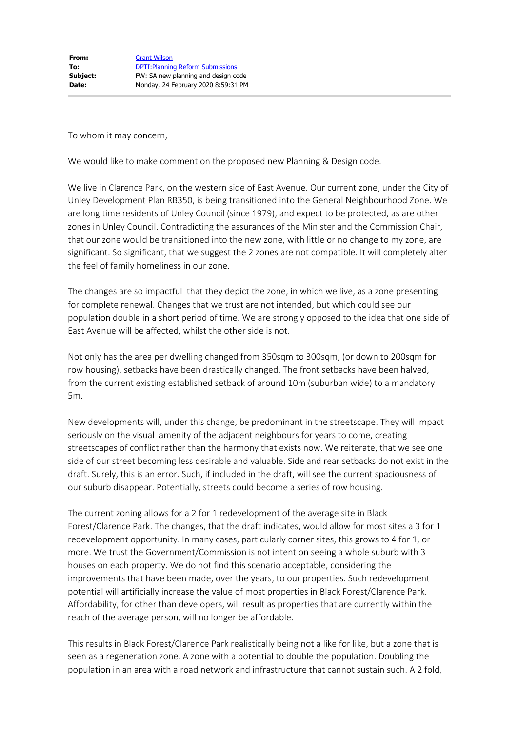| | |
|---|---|
| **From:** | Grant Wilson |
| **To:** | DPTI:Planning Reform Submissions |
| **Subject:** | FW: SA new planning and design code |
| **Date:** | Monday, 24 February 2020 8:59:31 PM |

To whom it may concern,

We would like to make comment on the proposed new Planning & Design code.

We live in Clarence Park, on the western side of East Avenue. Our current zone, under the City of Unley Development Plan RB350, is being transitioned into the General Neighbourhood Zone. We are long time residents of Unley Council (since 1979), and expect to be protected, as are other zones in Unley Council. Contradicting the assurances of the Minister and the Commission Chair, that our zone would be transitioned into the new zone, with little or no change to my zone, are significant. So significant, that we suggest the 2 zones are not compatible. It will completely alter the feel of family homeliness in our zone.

The changes are so impactful that they depict the zone, in which we live, as a zone presenting for complete renewal. Changes that we trust are not intended, but which could see our population double in a short period of time. We are strongly opposed to the idea that one side of East Avenue will be affected, whilst the other side is not.

Not only has the area per dwelling changed from 350sqm to 300sqm, (or down to 200sqm for row housing), setbacks have been drastically changed. The front setbacks have been halved, from the current existing established setback of around 10m (suburban wide) to a mandatory 5m.

New developments will, under this change, be predominant in the streetscape. They will impact seriously on the visual amenity of the adjacent neighbours for years to come, creating streetscapes of conflict rather than the harmony that exists now. We reiterate, that we see one side of our street becoming less desirable and valuable. Side and rear setbacks do not exist in the draft. Surely, this is an error. Such, if included in the draft, will see the current spaciousness of our suburb disappear. Potentially, streets could become a series of row housing.

The current zoning allows for a 2 for 1 redevelopment of the average site in Black Forest/Clarence Park. The changes, that the draft indicates, would allow for most sites a 3 for 1 redevelopment opportunity. In many cases, particularly corner sites, this grows to 4 for 1, or more. We trust the Government/Commission is not intent on seeing a whole suburb with 3 houses on each property. We do not find this scenario acceptable, considering the improvements that have been made, over the years, to our properties. Such redevelopment potential will artificially increase the value of most properties in Black Forest/Clarence Park. Affordability, for other than developers, will result as properties that are currently within the reach of the average person, will no longer be affordable.

This results in Black Forest/Clarence Park realistically being not a like for like, but a zone that is seen as a regeneration zone. A zone with a potential to double the population. Doubling the population in an area with a road network and infrastructure that cannot sustain such. A 2 fold,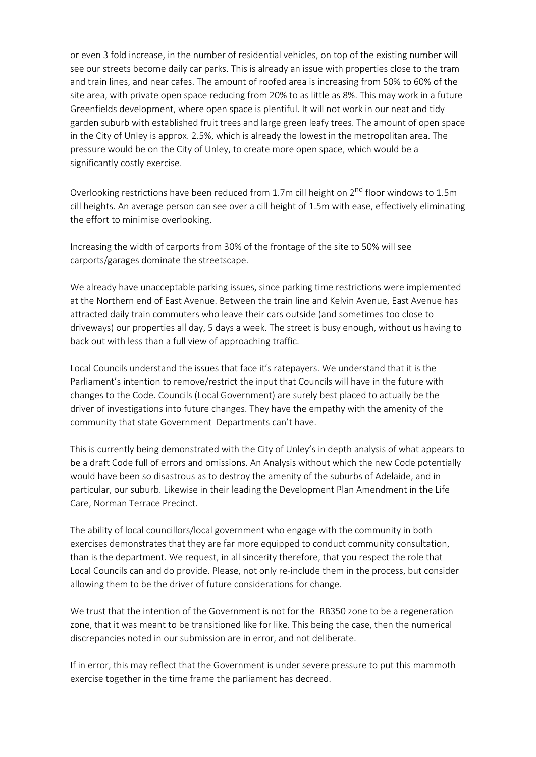or even 3 fold increase, in the number of residential vehicles, on top of the existing number will see our streets become daily car parks. This is already an issue with properties close to the tram and train lines, and near cafes. The amount of roofed area is increasing from 50% to 60% of the site area, with private open space reducing from 20% to as little as 8%. This may work in a future Greenfields development, where open space is plentiful. It will not work in our neat and tidy garden suburb with established fruit trees and large green leafy trees. The amount of open space in the City of Unley is approx. 2.5%, which is already the lowest in the metropolitan area. The pressure would be on the City of Unley, to create more open space, which would be a significantly costly exercise.

Overlooking restrictions have been reduced from 1.7m cill height on 2nd floor windows to 1.5m cill heights. An average person can see over a cill height of 1.5m with ease, effectively eliminating the effort to minimise overlooking.

Increasing the width of carports from 30% of the frontage of the site to 50% will see carports/garages dominate the streetscape.

We already have unacceptable parking issues, since parking time restrictions were implemented at the Northern end of East Avenue. Between the train line and Kelvin Avenue, East Avenue has attracted daily train commuters who leave their cars outside (and sometimes too close to driveways) our properties all day, 5 days a week. The street is busy enough, without us having to back out with less than a full view of approaching traffic.

Local Councils understand the issues that face it's ratepayers. We understand that it is the Parliament's intention to remove/restrict the input that Councils will have in the future with changes to the Code. Councils (Local Government) are surely best placed to actually be the driver of investigations into future changes. They have the empathy with the amenity of the community that state Government Departments can't have.

This is currently being demonstrated with the City of Unley's in depth analysis of what appears to be a draft Code full of errors and omissions. An Analysis without which the new Code potentially would have been so disastrous as to destroy the amenity of the suburbs of Adelaide, and in particular, our suburb. Likewise in their leading the Development Plan Amendment in the Life Care, Norman Terrace Precinct.

The ability of local councillors/local government who engage with the community in both exercises demonstrates that they are far more equipped to conduct community consultation, than is the department. We request, in all sincerity therefore, that you respect the role that Local Councils can and do provide. Please, not only re-include them in the process, but consider allowing them to be the driver of future considerations for change.

We trust that the intention of the Government is not for the RB350 zone to be a regeneration zone, that it was meant to be transitioned like for like. This being the case, then the numerical discrepancies noted in our submission are in error, and not deliberate.

If in error, this may reflect that the Government is under severe pressure to put this mammoth exercise together in the time frame the parliament has decreed.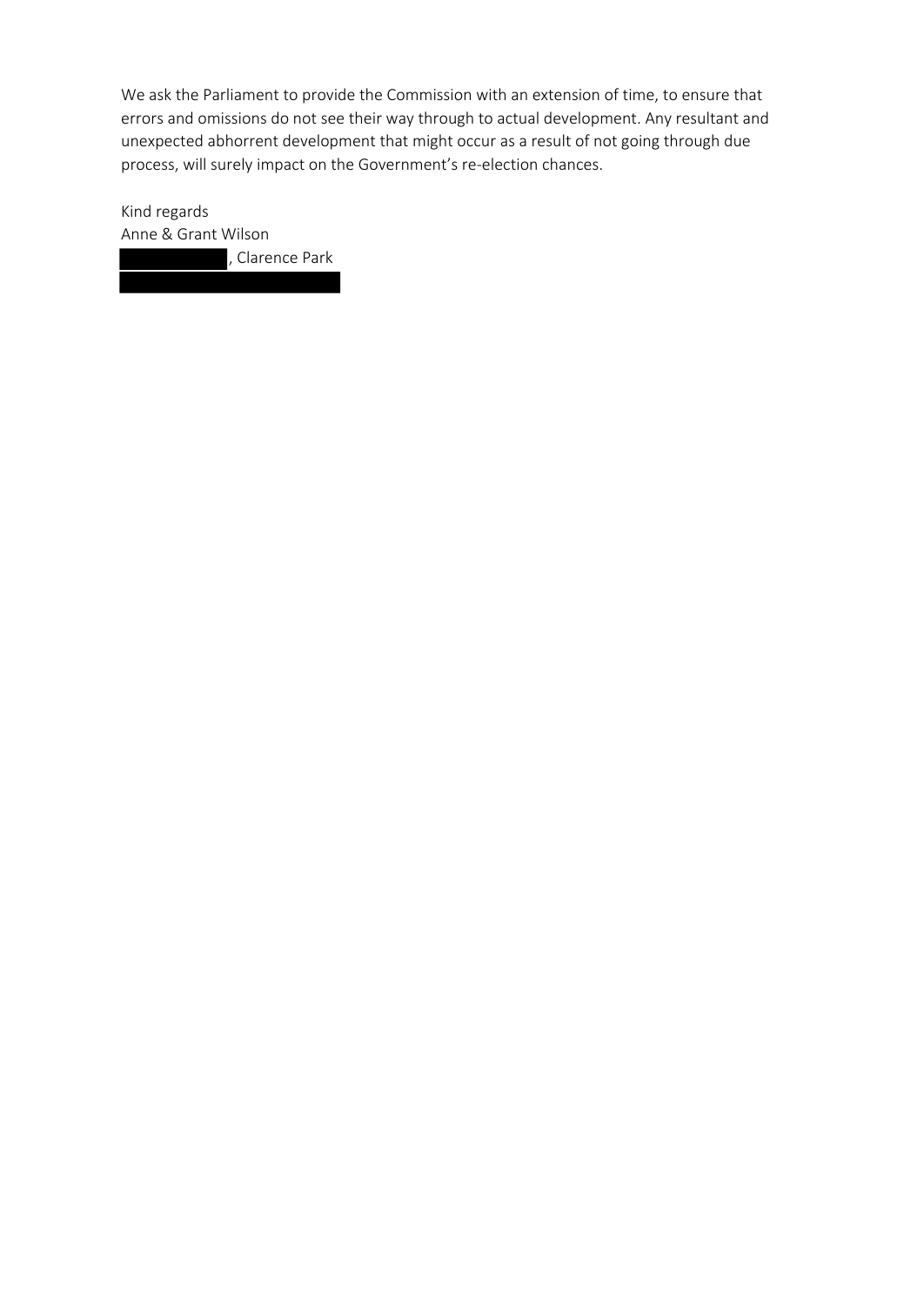We ask the Parliament to provide the Commission with an extension of time, to ensure that errors and omissions do not see their way through to actual development. Any resultant and unexpected abhorrent development that might occur as a result of not going through due process, will surely impact on the Government's re-election chances.

Kind regards
Anne & Grant Wilson
, Clarence Park